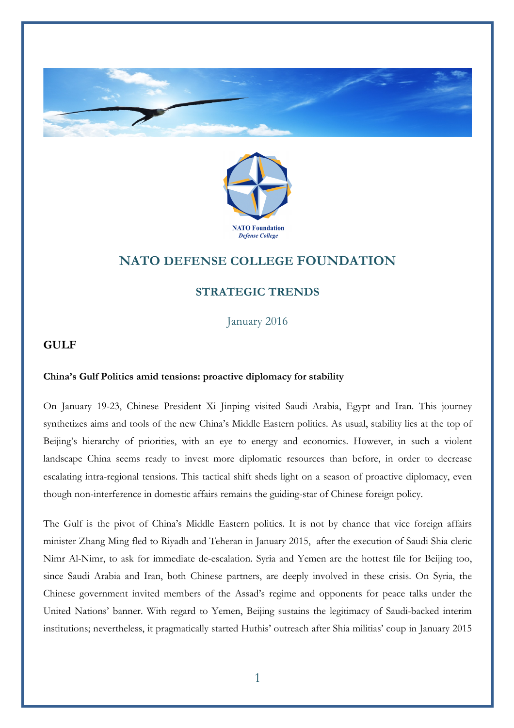# NATO DEFENSE COLLEGE FOUNDATION

## STRATEGIC TRENDS

January 2016

### GULF

**China's Gulf Politics amid tensions: proactive diplomacy for stability**

On January 19-23, Chinese President Xi Jinping visited Saudi Arabia, Egypt and Iran. This journey synthetizes aims and tools of the new China's Middle Eastern politics. As usual, stability lies at the top of Beijing's hierarchy of priorities, with an eye to energy and economics. However, in such a violent landscape China seems ready to invest more diplomatic resources than before, in order to decrease escalating intra-regional tensions. This tactical shift sheds light on a season of proactive diplomacy, even though non-interference in domestic affairs remains the guiding-star of Chinese foreign policy.

The Gulf is the pivot of China's Middle Eastern politics. It is not by chance that vice foreign affairs minister Zhang Ming fled to Riyadh and Teheran in January 2015, after the execution of Saudi Shia cleric Nimr Al-Nimr, to ask for immediate de-escalation. Syria and Yemen are the hottest file for Beijing too, since Saudi Arabia and Iran, both Chinese partners, are deeply involved in these crisis. On Syria, the Chinese government invited members of the Assad's regime and opponents for peace talks under the United Nations' banner. With regard to Yemen, Beijing sustains the legitimacy of Saudi-backed interim institutions; nevertheless, it pragmatically started Huthis' outreach after Shia militias' coup in January 2015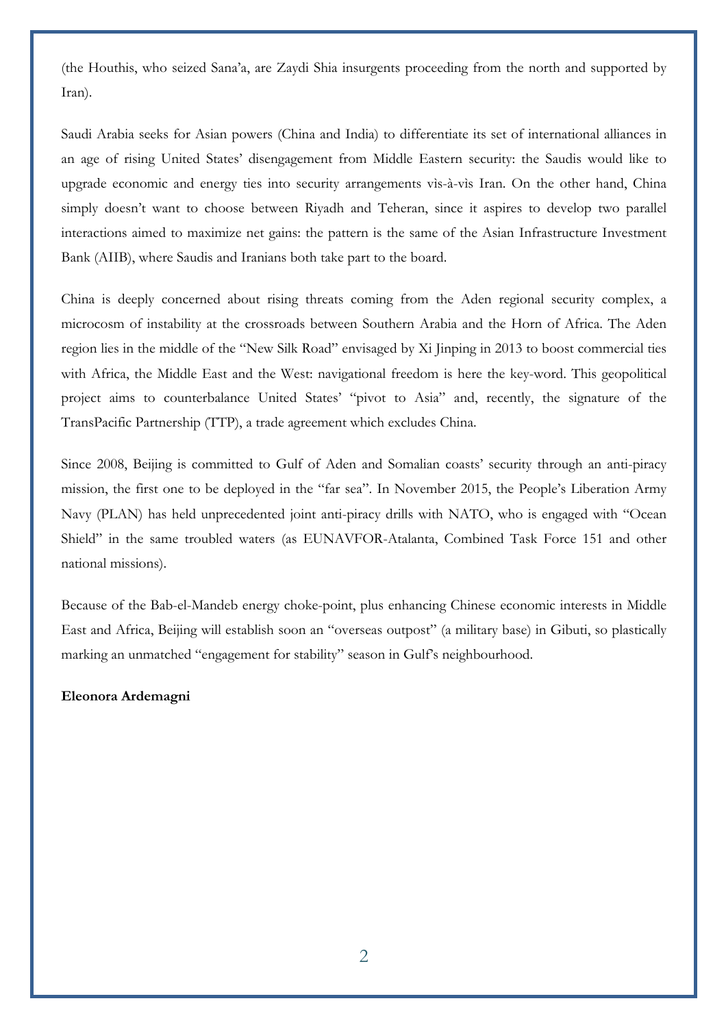(the Houthis, who seized Sana'a, are Zaydi Shia insurgents proceeding from the north and supported by Iran).

Saudi Arabia seeks for Asian powers (China and India) to differentiate its set of international alliances in an age of rising United States' disengagement from Middle Eastern security: the Saudis would like to upgrade economic and energy ties into security arrangements vìs-à-vìs Iran. On the other hand, China simply doesn't want to choose between Riyadh and Teheran, since it aspires to develop two parallel interactions aimed to maximize net gains: the pattern is the same of the Asian Infrastructure Investment Bank (AIIB), where Saudis and Iranians both take part to the board.

China is deeply concerned about rising threats coming from the Aden regional security complex, a microcosm of instability at the crossroads between Southern Arabia and the Horn of Africa. The Aden region lies in the middle of the "New Silk Road" envisaged by Xi Jinping in 2013 to boost commercial ties with Africa, the Middle East and the West: navigational freedom is here the key-word. This geopolitical project aims to counterbalance United States' "pivot to Asia" and, recently, the signature of the TransPacific Partnership (TTP), a trade agreement which excludes China.

Since 2008, Beijing is committed to Gulf of Aden and Somalian coasts' security through an anti-piracy mission, the first one to be deployed in the "far sea". In November 2015, the People's Liberation Army Navy (PLAN) has held unprecedented joint anti-piracy drills with NATO, who is engaged with "Ocean Shield" in the same troubled waters (as EUNAVFOR-Atalanta, Combined Task Force 151 and other national missions).

Because of the Bab-el-Mandeb energy choke-point, plus enhancing Chinese economic interests in Middle East and Africa, Beijing will establish soon an "overseas outpost" (a military base) in Gibuti, so plastically marking an unmatched "engagement for stability" season in Gulf's neighbourhood.

**Eleonora Ardemagni**